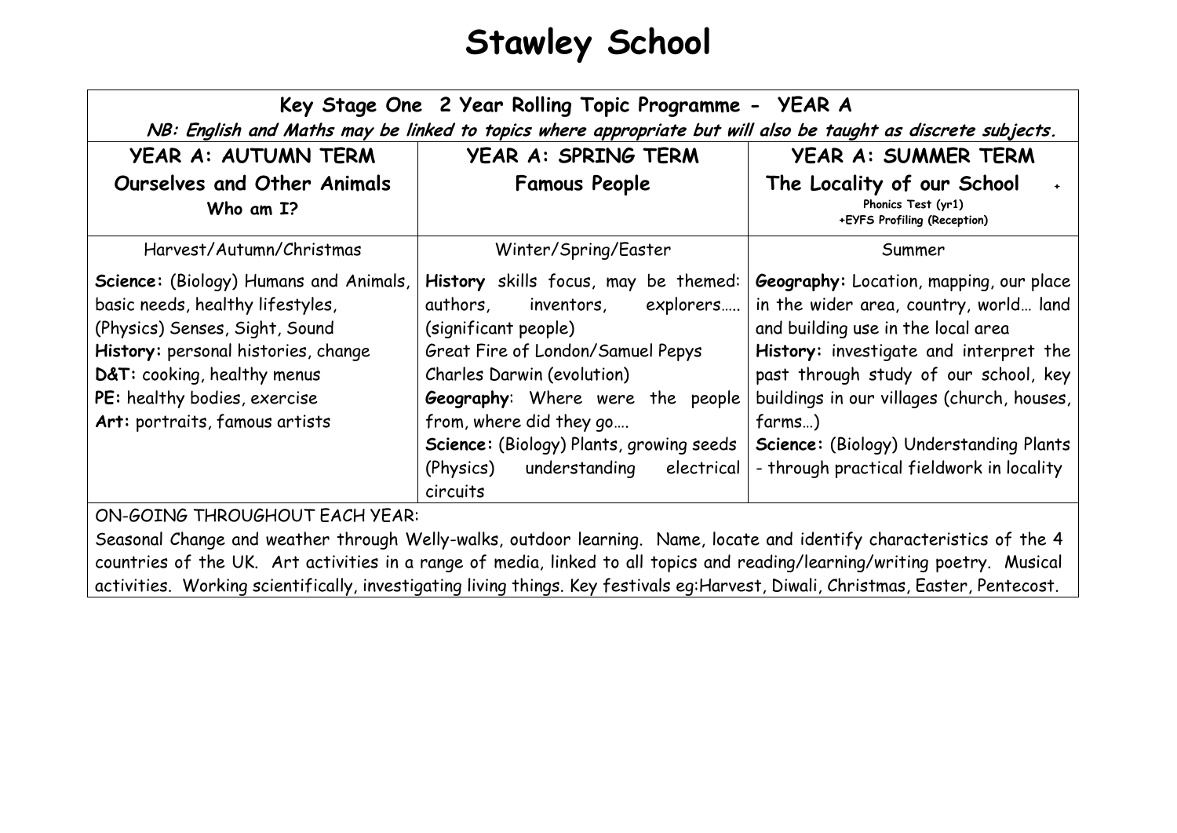# Stawley School

**Key Stage One 2 Year Rolling Topic Programme - YEAR A**

***NB: English and Maths may be linked to topics where appropriate but will also be taught as discrete subjects.***

| **YEAR A: AUTUMN TERM**<br>**Ourselves and Other Animals**<br>**Who am I?** | **YEAR A: SPRING TERM**<br>**Famous People** | **YEAR A: SUMMER TERM**<br>**The Locality of our School** +<br>**Phonics Test (yr1)**<br>**+EYFS Profiling (Reception)** |
|---|---|---|
| Harvest/Autumn/Christmas | Winter/Spring/Easter | Summer |
| **Science:** (Biology) Humans and Animals, basic needs, healthy lifestyles, (Physics) Senses, Sight, Sound<br>**History:** personal histories, change<br>**D&T:** cooking, healthy menus<br>**PE:** healthy bodies, exercise<br>**Art:** portraits, famous artists | **History** skills focus, may be themed: authors, inventors, explorers….. (significant people)<br>Great Fire of London/Samuel Pepys<br>Charles Darwin (evolution)<br>**Geography**: Where were the people from, where did they go….<br>**Science:** (Biology) Plants, growing seeds (Physics) understanding electrical circuits | **Geography:** Location, mapping, our place in the wider area, country, world… land and building use in the local area<br>**History:** investigate and interpret the past through study of our school, key buildings in our villages (church, houses, farms…)<br>**Science:** (Biology) Understanding Plants - through practical fieldwork in locality |

ON-GOING THROUGHOUT EACH YEAR:

Seasonal Change and weather through Welly-walks, outdoor learning. Name, locate and identify characteristics of the 4 countries of the UK. Art activities in a range of media, linked to all topics and reading/learning/writing poetry. Musical activities. Working scientifically, investigating living things. Key festivals eg:Harvest, Diwali, Christmas, Easter, Pentecost.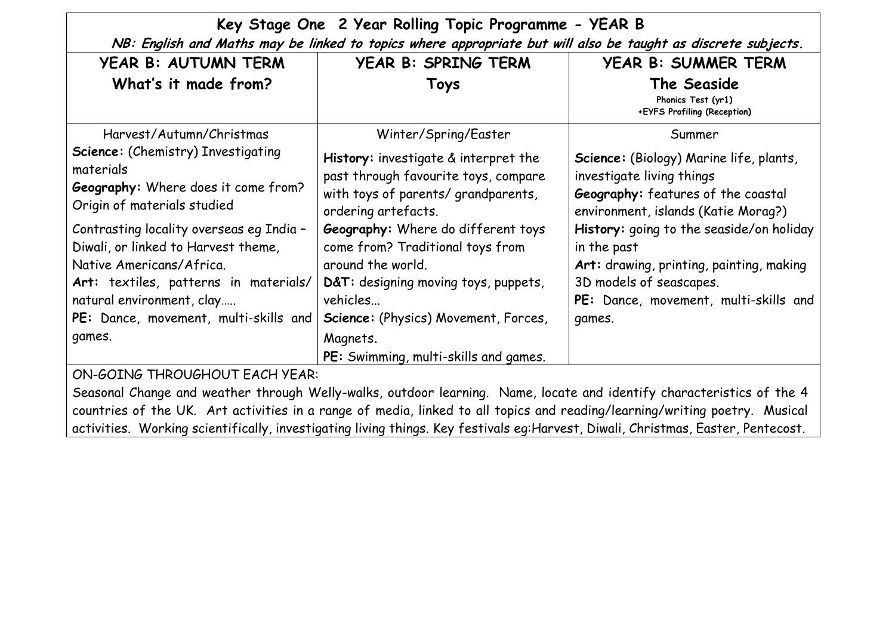# Key Stage One 2 Year Rolling Topic Programme - YEAR B

***NB: English and Maths may be linked to topics where appropriate but will also be taught as discrete subjects.***

| YEAR B: AUTUMN TERM<br>What's it made from? | YEAR B: SPRING TERM<br>Toys | YEAR B: SUMMER TERM<br>The Seaside<br>Phonics Test (yr1)<br>+EYFS Profiling (Reception) |
|---|---|---|
| Harvest/Autumn/Christmas<br>**Science:** (Chemistry) Investigating materials<br>**Geography:** Where does it come from? Origin of materials studied<br>Contrasting locality overseas eg India – Diwali, or linked to Harvest theme, Native Americans/Africa.<br>**Art:** textiles, patterns in materials/ natural environment, clay…..<br>**PE:** Dance, movement, multi-skills and games. | Winter/Spring/Easter<br>**History:** investigate & interpret the past through favourite toys, compare with toys of parents/ grandparents, ordering artefacts.<br>**Geography:** Where do different toys come from? Traditional toys from around the world.<br>**D&T:** designing moving toys, puppets, vehicles...<br>**Science:** (Physics) Movement, Forces, Magnets.<br>**PE:** Swimming, multi-skills and games. | Summer<br>**Science:** (Biology) Marine life, plants, investigate living things<br>**Geography:** features of the coastal environment, islands (Katie Morag?)<br>**History:** going to the seaside/on holiday in the past<br>**Art:** drawing, printing, painting, making 3D models of seascapes.<br>**PE:** Dance, movement, multi-skills and games. |

ON-GOING THROUGHOUT EACH YEAR:

Seasonal Change and weather through Welly-walks, outdoor learning. Name, locate and identify characteristics of the 4 countries of the UK. Art activities in a range of media, linked to all topics and reading/learning/writing poetry. Musical activities. Working scientifically, investigating living things. Key festivals eg:Harvest, Diwali, Christmas, Easter, Pentecost.